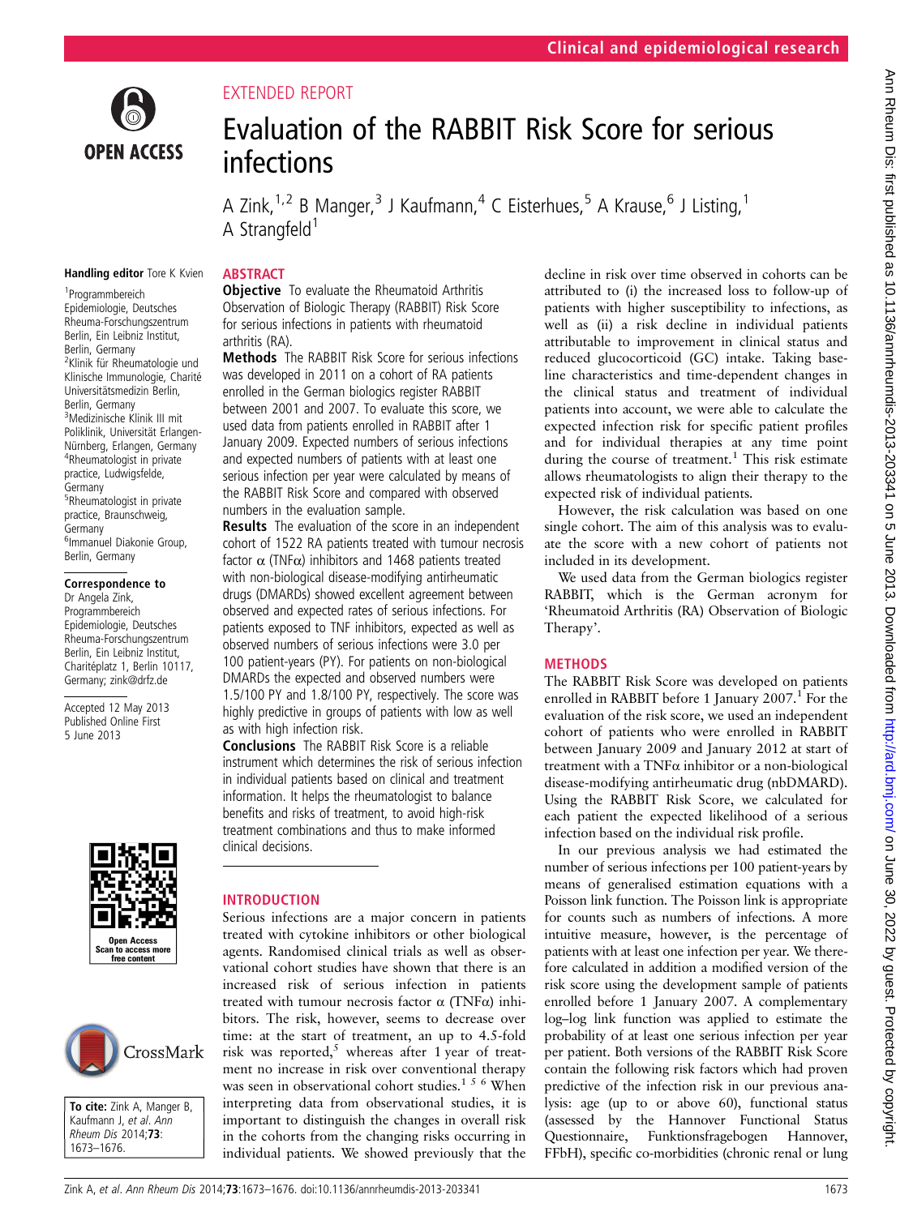EXTENDED REPORT

# Evaluation of the RABBIT Risk Score for serious infections

A Zink,[1,2] B Manger,[3] J Kaufmann,[4] C Eisterhues,[5] A Krause,[6] J Listing,[1] A Strangfeld[1]

**Handling editor** Tore K Kvien

[1]Programmbereich Epidemiologie, Deutsches Rheuma-Forschungszentrum Berlin, Ein Leibniz Institut, Berlin, Germany
[2]Klinik für Rheumatologie und Klinische Immunologie, Charité Universitätsmedizin Berlin, Berlin, Germany
[3]Medizinische Klinik III mit Poliklinik, Universität Erlangen-Nürnberg, Erlangen, Germany
[4]Rheumatologist in private practice, Ludwigsfelde, Germany
[5]Rheumatologist in private practice, Braunschweig, Germany
[6]Immanuel Diakonie Group, Berlin, Germany

**Correspondence to**
Dr Angela Zink, Programmbereich Epidemiologie, Deutsches Rheuma-Forschungszentrum Berlin, Ein Leibniz Institut, Charitéplatz 1, Berlin 10117, Germany; zink@drfz.de

Accepted 12 May 2013
Published Online First 5 June 2013

**To cite:** Zink A, Manger B, Kaufmann J, *et al*. *Ann Rheum Dis* 2014;**73**:1673–1676.

## ABSTRACT

**Objective** To evaluate the Rheumatoid Arthritis Observation of Biologic Therapy (RABBIT) Risk Score for serious infections in patients with rheumatoid arthritis (RA).

**Methods** The RABBIT Risk Score for serious infections was developed in 2011 on a cohort of RA patients enrolled in the German biologics register RABBIT between 2001 and 2007. To evaluate this score, we used data from patients enrolled in RABBIT after 1 January 2009. Expected numbers of serious infections and expected numbers of patients with at least one serious infection per year were calculated by means of the RABBIT Risk Score and compared with observed numbers in the evaluation sample.

**Results** The evaluation of the score in an independent cohort of 1522 RA patients treated with tumour necrosis factor α (TNFα) inhibitors and 1468 patients treated with non-biological disease-modifying antirheumatic drugs (DMARDs) showed excellent agreement between observed and expected rates of serious infections. For patients exposed to TNF inhibitors, expected as well as observed numbers of serious infections were 3.0 per 100 patient-years (PY). For patients on non-biological DMARDs the expected and observed numbers were 1.5/100 PY and 1.8/100 PY, respectively. The score was highly predictive in groups of patients with low as well as with high infection risk.

**Conclusions** The RABBIT Risk Score is a reliable instrument which determines the risk of serious infection in individual patients based on clinical and treatment information. It helps the rheumatologist to balance benefits and risks of treatment, to avoid high-risk treatment combinations and thus to make informed clinical decisions.

## INTRODUCTION

Serious infections are a major concern in patients treated with cytokine inhibitors or other biological agents. Randomised clinical trials as well as observational cohort studies have shown that there is an increased risk of serious infection in patients treated with tumour necrosis factor α (TNFα) inhibitors. The risk, however, seems to decrease over time: at the start of treatment, an up to 4.5-fold risk was reported,[5] whereas after 1 year of treatment no increase in risk over conventional therapy was seen in observational cohort studies.[1 5 6] When interpreting data from observational studies, it is important to distinguish the changes in overall risk in the cohorts from the changing risks occurring in individual patients. We showed previously that the decline in risk over time observed in cohorts can be attributed to (i) the increased loss to follow-up of patients with higher susceptibility to infections, as well as (ii) a risk decline in individual patients attributable to improvement in clinical status and reduced glucocorticoid (GC) intake. Taking baseline characteristics and time-dependent changes in the clinical status and treatment of individual patients into account, we were able to calculate the expected infection risk for specific patient profiles and for individual therapies at any time point during the course of treatment.[1] This risk estimate allows rheumatologists to align their therapy to the expected risk of individual patients.

However, the risk calculation was based on one single cohort. The aim of this analysis was to evaluate the score with a new cohort of patients not included in its development.

We used data from the German biologics register RABBIT, which is the German acronym for 'Rheumatoid Arthritis (RA) Observation of Biologic Therapy'.

## METHODS

The RABBIT Risk Score was developed on patients enrolled in RABBIT before 1 January 2007.[1] For the evaluation of the risk score, we used an independent cohort of patients who were enrolled in RABBIT between January 2009 and January 2012 at start of treatment with a TNFα inhibitor or a non-biological disease-modifying antirheumatic drug (nbDMARD). Using the RABBIT Risk Score, we calculated for each patient the expected likelihood of a serious infection based on the individual risk profile.

In our previous analysis we had estimated the number of serious infections per 100 patient-years by means of generalised estimation equations with a Poisson link function. The Poisson link is appropriate for counts such as numbers of infections. A more intuitive measure, however, is the percentage of patients with at least one infection per year. We therefore calculated in addition a modified version of the risk score using the development sample of patients enrolled before 1 January 2007. A complementary log–log link function was applied to estimate the probability of at least one serious infection per year per patient. Both versions of the RABBIT Risk Score contain the following risk factors which had proven predictive of the infection risk in our previous analysis: age (up to or above 60), functional status (assessed by the Hannover Functional Status Questionnaire, Funktionsfragebogen Hannover, FFbH), specific co-morbidities (chronic renal or lung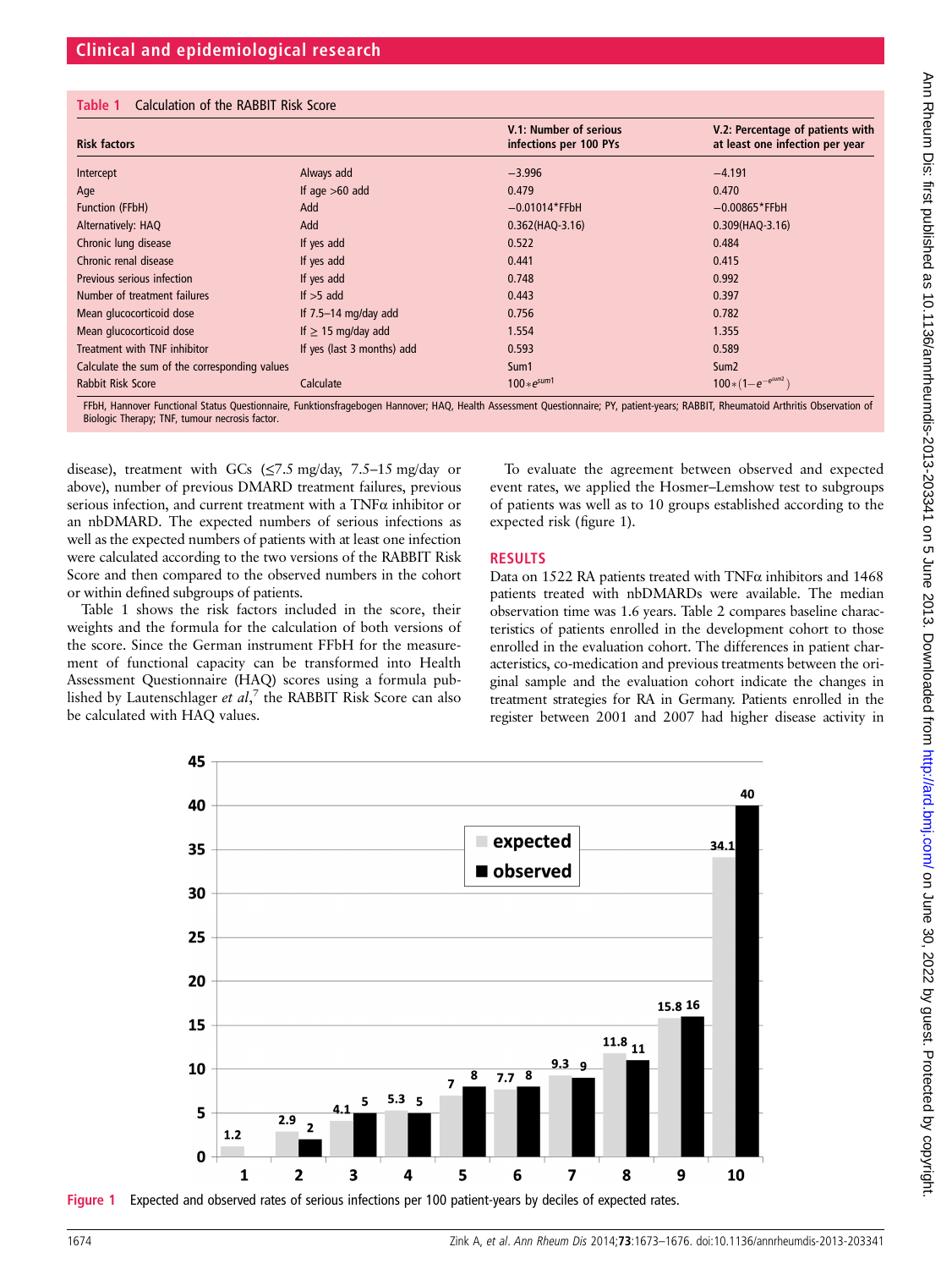**Table 1** Calculation of the RABBIT Risk Score

| Risk factors | | V.1: Number of serious infections per 100 PYs | V.2: Percentage of patients with at least one infection per year |
|---|---|---|---|
| Intercept | Always add | −3.996 | −4.191 |
| Age | If age >60 add | 0.479 | 0.470 |
| Function (FFbH) | Add | −0.01014*FFbH | −0.00865*FFbH |
| Alternatively: HAQ | Add | 0.362(HAQ-3.16) | 0.309(HAQ-3.16) |
| Chronic lung disease | If yes add | 0.522 | 0.484 |
| Chronic renal disease | If yes add | 0.441 | 0.415 |
| Previous serious infection | If yes add | 0.748 | 0.992 |
| Number of treatment failures | If >5 add | 0.443 | 0.397 |
| Mean glucocorticoid dose | If 7.5–14 mg/day add | 0.756 | 0.782 |
| Mean glucocorticoid dose | If ≥ 15 mg/day add | 1.554 | 1.355 |
| Treatment with TNF inhibitor | If yes (last 3 months) add | 0.593 | 0.589 |
| Calculate the sum of the corresponding values | | Sum1 | Sum2 |
| Rabbit Risk Score | Calculate | $100 * e^{sum1}$ | $100 * (1 - e^{-e^{sum2}})$ |

FFbH, Hannover Functional Status Questionnaire, Funktionsfragebogen Hannover; HAQ, Health Assessment Questionnaire; PY, patient-years; RABBIT, Rheumatoid Arthritis Observation of Biologic Therapy; TNF, tumour necrosis factor.

disease), treatment with GCs (≤7.5 mg/day, 7.5–15 mg/day or above), number of previous DMARD treatment failures, previous serious infection, and current treatment with a TNFα inhibitor or an nbDMARD. The expected numbers of serious infections as well as the expected numbers of patients with at least one infection were calculated according to the two versions of the RABBIT Risk Score and then compared to the observed numbers in the cohort or within defined subgroups of patients.

Table 1 shows the risk factors included in the score, their weights and the formula for the calculation of both versions of the score. Since the German instrument FFbH for the measurement of functional capacity can be transformed into Health Assessment Questionnaire (HAQ) scores using a formula published by Lautenschlager *et al*,[7] the RABBIT Risk Score can also be calculated with HAQ values.

To evaluate the agreement between observed and expected event rates, we applied the Hosmer–Lemshow test to subgroups of patients was well as to 10 groups established according to the expected risk (figure 1).

## RESULTS

Data on 1522 RA patients treated with TNFα inhibitors and 1468 patients treated with nbDMARDs were available. The median observation time was 1.6 years. Table 2 compares baseline characteristics of patients enrolled in the development cohort to those enrolled in the evaluation cohort. The differences in patient characteristics, co-medication and previous treatments between the original sample and the evaluation cohort indicate the changes in treatment strategies for RA in Germany. Patients enrolled in the register between 2001 and 2007 had higher disease activity in

**Figure 1** Expected and observed rates of serious infections per 100 patient-years by deciles of expected rates.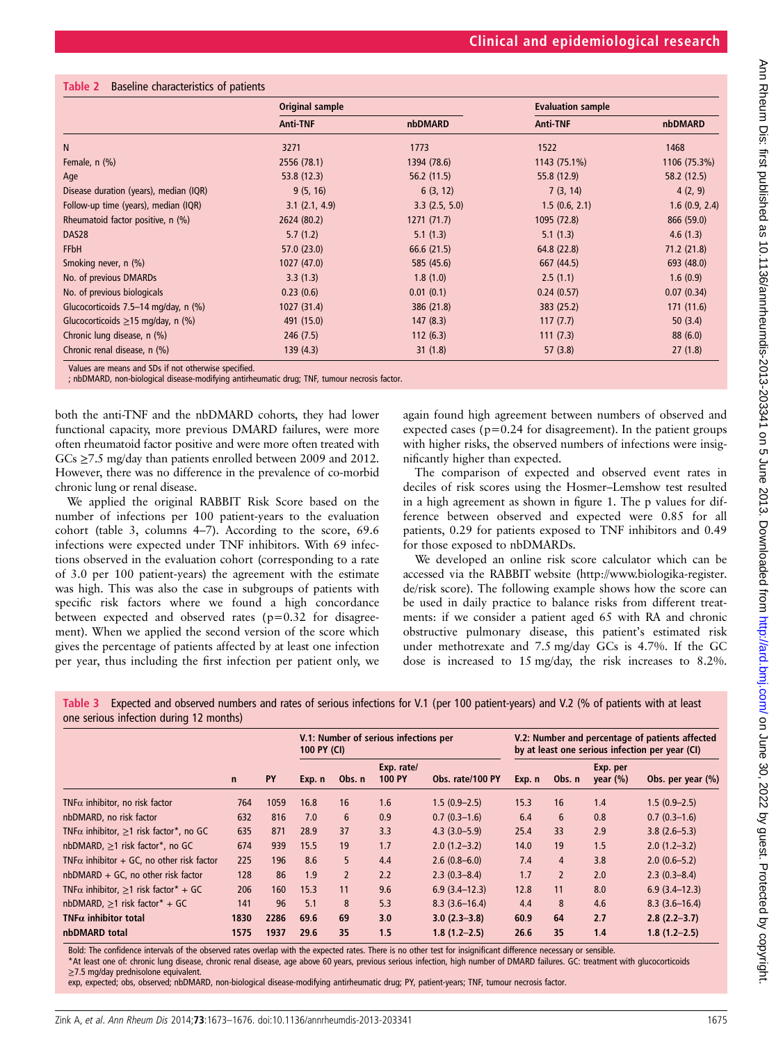**Table 2** Baseline characteristics of patients

| | Original sample | | Evaluation sample | |
|---|---|---|---|---|
| | Anti-TNF | nbDMARD | Anti-TNF | nbDMARD |
| N | 3271 | 1773 | 1522 | 1468 |
| Female, n (%) | 2556 (78.1) | 1394 (78.6) | 1143 (75.1%) | 1106 (75.3%) |
| Age | 53.8 (12.3) | 56.2 (11.5) | 55.8 (12.9) | 58.2 (12.5) |
| Disease duration (years), median (IQR) | 9 (5, 16) | 6 (3, 12) | 7 (3, 14) | 4 (2, 9) |
| Follow-up time (years), median (IQR) | 3.1 (2.1, 4.9) | 3.3 (2.5, 5.0) | 1.5 (0.6, 2.1) | 1.6 (0.9, 2.4) |
| Rheumatoid factor positive, n (%) | 2624 (80.2) | 1271 (71.7) | 1095 (72.8) | 866 (59.0) |
| DAS28 | 5.7 (1.2) | 5.1 (1.3) | 5.1 (1.3) | 4.6 (1.3) |
| FFbH | 57.0 (23.0) | 66.6 (21.5) | 64.8 (22.8) | 71.2 (21.8) |
| Smoking never, n (%) | 1027 (47.0) | 585 (45.6) | 667 (44.5) | 693 (48.0) |
| No. of previous DMARDs | 3.3 (1.3) | 1.8 (1.0) | 2.5 (1.1) | 1.6 (0.9) |
| No. of previous biologicals | 0.23 (0.6) | 0.01 (0.1) | 0.24 (0.57) | 0.07 (0.34) |
| Glucocorticoids 7.5–14 mg/day, n (%) | 1027 (31.4) | 386 (21.8) | 383 (25.2) | 171 (11.6) |
| Glucocorticoids ≥15 mg/day, n (%) | 491 (15.0) | 147 (8.3) | 117 (7.7) | 50 (3.4) |
| Chronic lung disease, n (%) | 246 (7.5) | 112 (6.3) | 111 (7.3) | 88 (6.0) |
| Chronic renal disease, n (%) | 139 (4.3) | 31 (1.8) | 57 (3.8) | 27 (1.8) |

Values are means and SDs if not otherwise specified.
; nbDMARD, non-biological disease-modifying antirheumatic drug; TNF, tumour necrosis factor.

both the anti-TNF and the nbDMARD cohorts, they had lower functional capacity, more previous DMARD failures, were more often rheumatoid factor positive and were more often treated with GCs ≥7.5 mg/day than patients enrolled between 2009 and 2012. However, there was no difference in the prevalence of co-morbid chronic lung or renal disease.

We applied the original RABBIT Risk Score based on the number of infections per 100 patient-years to the evaluation cohort (table 3, columns 4–7). According to the score, 69.6 infections were expected under TNF inhibitors. With 69 infections observed in the evaluation cohort (corresponding to a rate of 3.0 per 100 patient-years) the agreement with the estimate was high. This was also the case in subgroups of patients with specific risk factors where we found a high concordance between expected and observed rates ($p=0.32$ for disagreement). When we applied the second version of the score which gives the percentage of patients affected by at least one infection per year, thus including the first infection per patient only, we again found high agreement between numbers of observed and expected cases ($p=0.24$ for disagreement). In the patient groups with higher risks, the observed numbers of infections were insignificantly higher than expected.

The comparison of expected and observed event rates in deciles of risk scores using the Hosmer–Lemshow test resulted in a high agreement as shown in figure 1. The p values for difference between observed and expected were 0.85 for all patients, 0.29 for patients exposed to TNF inhibitors and 0.49 for those exposed to nbDMARDs.

We developed an online risk score calculator which can be accessed via the RABBIT website (http://www.biologika-register.de/risk score). The following example shows how the score can be used in daily practice to balance risks from different treatments: if we consider a patient aged 65 with RA and chronic obstructive pulmonary disease, this patient's estimated risk under methotrexate and 7.5 mg/day GCs is 4.7%. If the GC dose is increased to 15 mg/day, the risk increases to 8.2%.

**Table 3** Expected and observed numbers and rates of serious infections for V.1 (per 100 patient-years) and V.2 (% of patients with at least one serious infection during 12 months)

| | | | V.1: Number of serious infections per 100 PY (CI) | | | | V.2: Number and percentage of patients affected by at least one serious infection per year (CI) | | | |
|---|---|---|---|---|---|---|---|---|---|---|
| | n | PY | Exp. n | Obs. n | Exp. rate/ 100 PY | Obs. rate/100 PY | Exp. n | Obs. n | Exp. per year (%) | Obs. per year (%) |
| TNFα inhibitor, no risk factor | 764 | 1059 | 16.8 | 16 | 1.6 | **1.5 (0.9–2.5)** | 15.3 | 16 | 1.4 | **1.5 (0.9–2.5)** |
| nbDMARD, no risk factor | 632 | 816 | 7.0 | 6 | 0.9 | **0.7 (0.3–1.6)** | 6.4 | 6 | 0.8 | **0.7 (0.3–1.6)** |
| TNFα inhibitor, ≥1 risk factor*, no GC | 635 | 871 | 28.9 | 37 | 3.3 | **4.3 (3.0–5.9)** | 25.4 | 33 | 2.9 | **3.8 (2.6–5.3)** |
| nbDMARD, ≥1 risk factor*, no GC | 674 | 939 | 15.5 | 19 | 1.7 | **2.0 (1.2–3.2)** | 14.0 | 19 | 1.5 | **2.0 (1.2–3.2)** |
| TNFα inhibitor + GC, no other risk factor | 225 | 196 | 8.6 | 5 | 4.4 | **2.6 (0.8–6.0)** | 7.4 | 4 | 3.8 | **2.0 (0.6–5.2)** |
| nbDMARD + GC, no other risk factor | 128 | 86 | 1.9 | 2 | 2.2 | **2.3 (0.3–8.4)** | 1.7 | 2 | 2.0 | **2.3 (0.3–8.4)** |
| TNFα inhibitor, ≥1 risk factor* + GC | 206 | 160 | 15.3 | 11 | 9.6 | **6.9 (3.4–12.3)** | 12.8 | 11 | 8.0 | **6.9 (3.4–12.3)** |
| nbDMARD, ≥1 risk factor* + GC | 141 | 96 | 5.1 | 8 | 5.3 | **8.3 (3.6–16.4)** | 4.4 | 8 | 4.6 | **8.3 (3.6–16.4)** |
| **TNFα inhibitor total** | **1830** | **2286** | **69.6** | **69** | **3.0** | **3.0 (2.3–3.8)** | **60.9** | **64** | **2.7** | **2.8 (2.2–3.7)** |
| **nbDMARD total** | **1575** | **1937** | **29.6** | **35** | **1.5** | **1.8 (1.2–2.5)** | **26.6** | **35** | **1.4** | **1.8 (1.2–2.5)** |

Bold: The confidence intervals of the observed rates overlap with the expected rates. There is no other test for insignificant difference necessary or sensible.
*At least one of: chronic lung disease, chronic renal disease, age above 60 years, previous serious infection, high number of DMARD failures. GC: treatment with glucocorticoids ≥7.5 mg/day prednisolone equivalent.
exp, expected; obs, observed; nbDMARD, non-biological disease-modifying antirheumatic drug; PY, patient-years; TNF, tumour necrosis factor.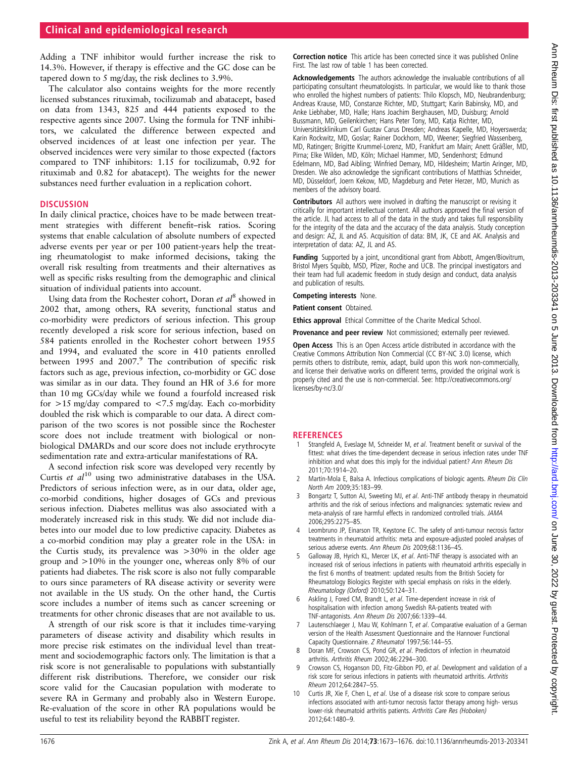Adding a TNF inhibitor would further increase the risk to 14.3%. However, if therapy is effective and the GC dose can be tapered down to 5 mg/day, the risk declines to 3.9%.

The calculator also contains weights for the more recently licensed substances rituximab, tocilizumab and abatacept, based on data from 1343, 825 and 444 patients exposed to the respective agents since 2007. Using the formula for TNF inhibitors, we calculated the difference between expected and observed incidences of at least one infection per year. The observed incidences were very similar to those expected (factors compared to TNF inhibitors: 1.15 for tocilizumab, 0.92 for rituximab and 0.82 for abatacept). The weights for the newer substances need further evaluation in a replication cohort.

## DISCUSSION

In daily clinical practice, choices have to be made between treatment strategies with different benefit–risk ratios. Scoring systems that enable calculation of absolute numbers of expected adverse events per year or per 100 patient-years help the treating rheumatologist to make informed decisions, taking the overall risk resulting from treatments and their alternatives as well as specific risks resulting from the demographic and clinical situation of individual patients into account.

Using data from the Rochester cohort, Doran *et al*[8] showed in 2002 that, among others, RA severity, functional status and co-morbidity were predictors of serious infection. This group recently developed a risk score for serious infection, based on 584 patients enrolled in the Rochester cohort between 1955 and 1994, and evaluated the score in 410 patients enrolled between 1995 and 2007.[9] The contribution of specific risk factors such as age, previous infection, co-morbidity or GC dose was similar as in our data. They found an HR of 3.6 for more than 10 mg GCs/day while we found a fourfold increased risk for >15 mg/day compared to <7.5 mg/day. Each co-morbidity doubled the risk which is comparable to our data. A direct comparison of the two scores is not possible since the Rochester score does not include treatment with biological or non-biological DMARDs and our score does not include erythrocyte sedimentation rate and extra-articular manifestations of RA.

A second infection risk score was developed very recently by Curtis *et al*[10] using two administrative databases in the USA. Predictors of serious infection were, as in our data, older age, co-morbid conditions, higher dosages of GCs and previous serious infection. Diabetes mellitus was also associated with a moderately increased risk in this study. We did not include diabetes into our model due to low predictive capacity. Diabetes as a co-morbid condition may play a greater role in the USA: in the Curtis study, its prevalence was >30% in the older age group and >10% in the younger one, whereas only 8% of our patients had diabetes. The risk score is also not fully comparable to ours since parameters of RA disease activity or severity were not available in the US study. On the other hand, the Curtis score includes a number of items such as cancer screening or treatments for other chronic diseases that are not available to us.

A strength of our risk score is that it includes time-varying parameters of disease activity and disability which results in more precise risk estimates on the individual level than treatment and sociodemographic factors only. The limitation is that a risk score is not generalisable to populations with substantially different risk distributions. Therefore, we consider our risk score valid for the Caucasian population with moderate to severe RA in Germany and probably also in Western Europe. Re-evaluation of the score in other RA populations would be useful to test its reliability beyond the RABBIT register.

**Correction notice** This article has been corrected since it was published Online First. The last row of table 1 has been corrected.

**Acknowledgements** The authors acknowledge the invaluable contributions of all participating consultant rheumatologists. In particular, we would like to thank those who enrolled the highest numbers of patients: Thilo Klopsch, MD, Neubrandenburg; Andreas Krause, MD, Constanze Richter, MD, Stuttgart; Karin Babinsky, MD, and Anke Liebhaber, MD, Halle; Hans Joachim Berghausen, MD, Duisburg; Arnold Bussmann, MD, Geilenkirchen; Hans Peter Tony, MD, Katja Richter, MD, Universitätsklinikum Carl Gustav Carus Dresden; Andreas Kapelle, MD, Hoyerswerda; Karin Rockwitz, MD, Goslar; Rainer Dockhorn, MD, Weener; Siegfried Wassenberg, MD, Ratingen; Brigitte Krummel-Lorenz, MD, Frankfurt am Main; Anett Gräßler, MD, Pirna; Elke Wilden, MD, Köln; Michael Hammer, MD, Sendenhorst; Edmund Edelmann, MD, Bad Aibling; Winfried Demary, MD, Hildesheim; Martin Aringer, MD, Dresden. We also acknowledge the significant contributions of Matthias Schneider, MD, Düsseldorf, Joern Kekow, MD, Magdeburg and Peter Herzer, MD, Munich as members of the advisory board.

**Contributors** All authors were involved in drafting the manuscript or revising it critically for important intellectual content. All authors approved the final version of the article. JL had access to all of the data in the study and takes full responsibility for the integrity of the data and the accuracy of the data analysis. Study conception and design: AZ, JL and AS. Acquisition of data: BM, JK, CE and AK. Analysis and interpretation of data: AZ, JL and AS.

**Funding** Supported by a joint, unconditional grant from Abbott, Amgen/Biovitrum, Bristol Myers Squibb, MSD, Pfizer, Roche and UCB. The principal investigators and their team had full academic freedom in study design and conduct, data analysis and publication of results.

**Competing interests** None.

**Patient consent** Obtained.

**Ethics approval** Ethical Committee of the Charite Medical School.

**Provenance and peer review** Not commissioned; externally peer reviewed.

**Open Access** This is an Open Access article distributed in accordance with the Creative Commons Attribution Non Commercial (CC BY-NC 3.0) license, which permits others to distribute, remix, adapt, build upon this work non-commercially, and license their derivative works on different terms, provided the original work is properly cited and the use is non-commercial. See: http://creativecommons.org/licenses/by-nc/3.0/

## REFERENCES

1. Strangfeld A, Eveslage M, Schneider M, *et al*. Treatment benefit or survival of the fittest: what drives the time-dependent decrease in serious infection rates under TNF inhibition and what does this imply for the individual patient? *Ann Rheum Dis* 2011;70:1914–20.
2. Martin-Mola E, Balsa A. Infectious complications of biologic agents. *Rheum Dis Clin North Am* 2009;35:183–99.
3. Bongartz T, Sutton AJ, Sweeting MJ, *et al*. Anti-TNF antibody therapy in rheumatoid arthritis and the risk of serious infections and malignancies: systematic review and meta-analysis of rare harmful effects in randomized controlled trials. *JAMA* 2006;295:2275–85.
4. Leombruno JP, Einarson TR, Keystone EC. The safety of anti-tumour necrosis factor treatments in rheumatoid arthritis: meta and exposure-adjusted pooled analyses of serious adverse events. *Ann Rheum Dis* 2009;68:1136–45.
5. Galloway JB, Hyrich KL, Mercer LK, *et al*. Anti-TNF therapy is associated with an increased risk of serious infections in patients with rheumatoid arthritis especially in the first 6 months of treatment: updated results from the British Society for Rheumatology Biologics Register with special emphasis on risks in the elderly. *Rheumatology (Oxford)* 2010;50:124–31.
6. Askling J, Fored CM, Brandt L, *et al*. Time-dependent increase in risk of hospitalisation with infection among Swedish RA-patients treated with TNF-antagonists. *Ann Rheum Dis* 2007;66:1339–44.
7. Lautenschlaeger J, Mau W, Kohlmann T, *et al*. Comparative evaluation of a German version of the Health Assessment Questionnaire and the Hannover Functional Capacity Questionnaire. *Z Rheumatol* 1997;56:144–55.
8. Doran MF, Crowson CS, Pond GR, *et al*. Predictors of infection in rheumatoid arthritis. *Arthritis Rheum* 2002;46:2294–300.
9. Crowson CS, Hoganson DD, Fitz-Gibbon PD, *et al*. Development and validation of a risk score for serious infections in patients with rheumatoid arthritis. *Arthritis Rheum* 2012;64:2847–55.
10. Curtis JR, Xie F, Chen L, *et al*. Use of a disease risk score to compare serious infections associated with anti-tumor necrosis factor therapy among high- versus lower-risk rheumatoid arthritis patients. *Arthritis Care Res (Hoboken)* 2012;64:1480–9.